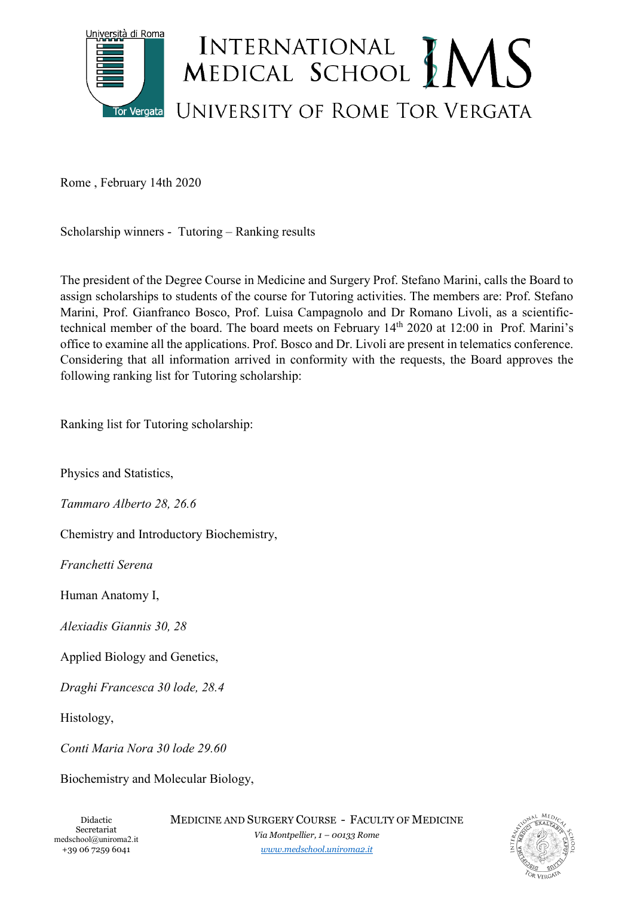Rome , February 14th 2020

Scholarship winners - Tutoring – Ranking results

The president of the Degree Course in Medicine and Surgery Prof. Stefano Marini, calls the Board to assign scholarships to students of the course for Tutoring activities. The members are: Prof. Stefano Marini, Prof. Gianfranco Bosco, Prof. Luisa Campagnolo and Dr Romano Livoli, as a scientific-technical member of the board. The board meets on February 14th 2020 at 12:00 in Prof. Marini's office to examine all the applications. Prof. Bosco and Dr. Livoli are present in telematics conference. Considering that all information arrived in conformity with the requests, the Board approves the following ranking list for Tutoring scholarship:

Ranking list for Tutoring scholarship:

Physics and Statistics,

*Tammaro Alberto 28, 26.6*

Chemistry and Introductory Biochemistry,

*Franchetti Serena*

Human Anatomy I,

*Alexiadis Giannis 30, 28*

Applied Biology and Genetics,

*Draghi Francesca 30 lode, 28.4*

Histology,

*Conti Maria Nora 30 lode 29.60*

Biochemistry and Molecular Biology,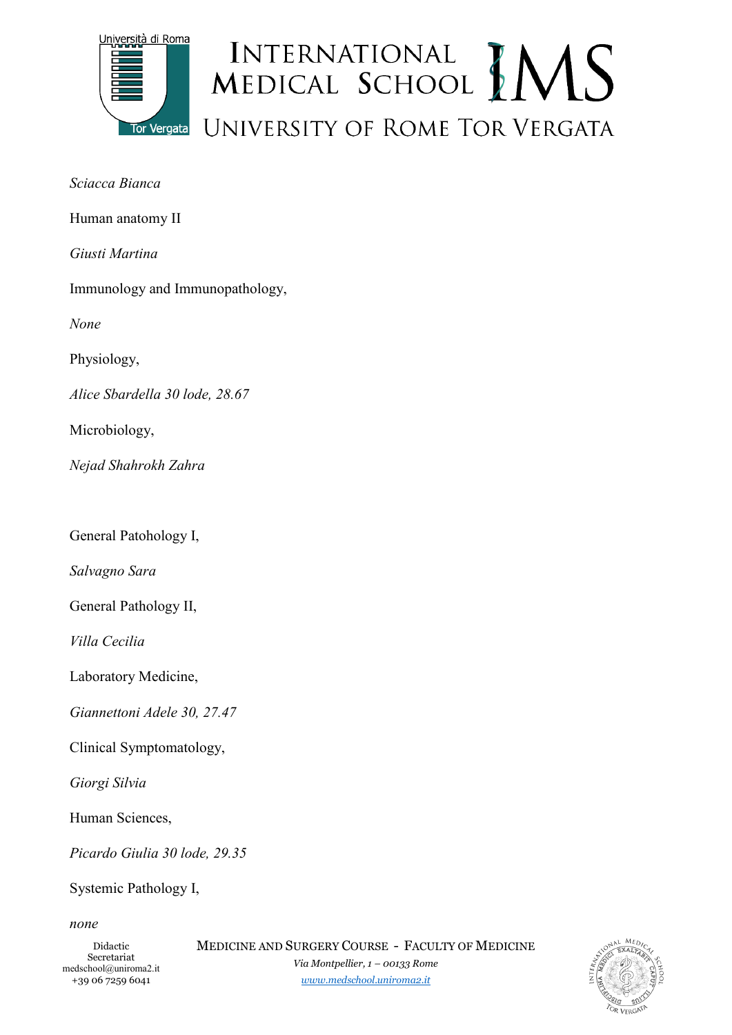*Sciacca Bianca*

Human anatomy II

*Giusti Martina*

Immunology and Immunopathology,

*None*

Physiology,

*Alice Sbardella 30 lode, 28.67*

Microbiology,

*Nejad Shahrokh Zahra*

General Patohology I,

*Salvagno Sara*

General Pathology II,

*Villa Cecilia*

Laboratory Medicine,

*Giannettoni Adele 30, 27.47*

Clinical Symptomatology,

*Giorgi Silvia*

Human Sciences,

*Picardo Giulia 30 lode, 29.35*

Systemic Pathology I,

*none*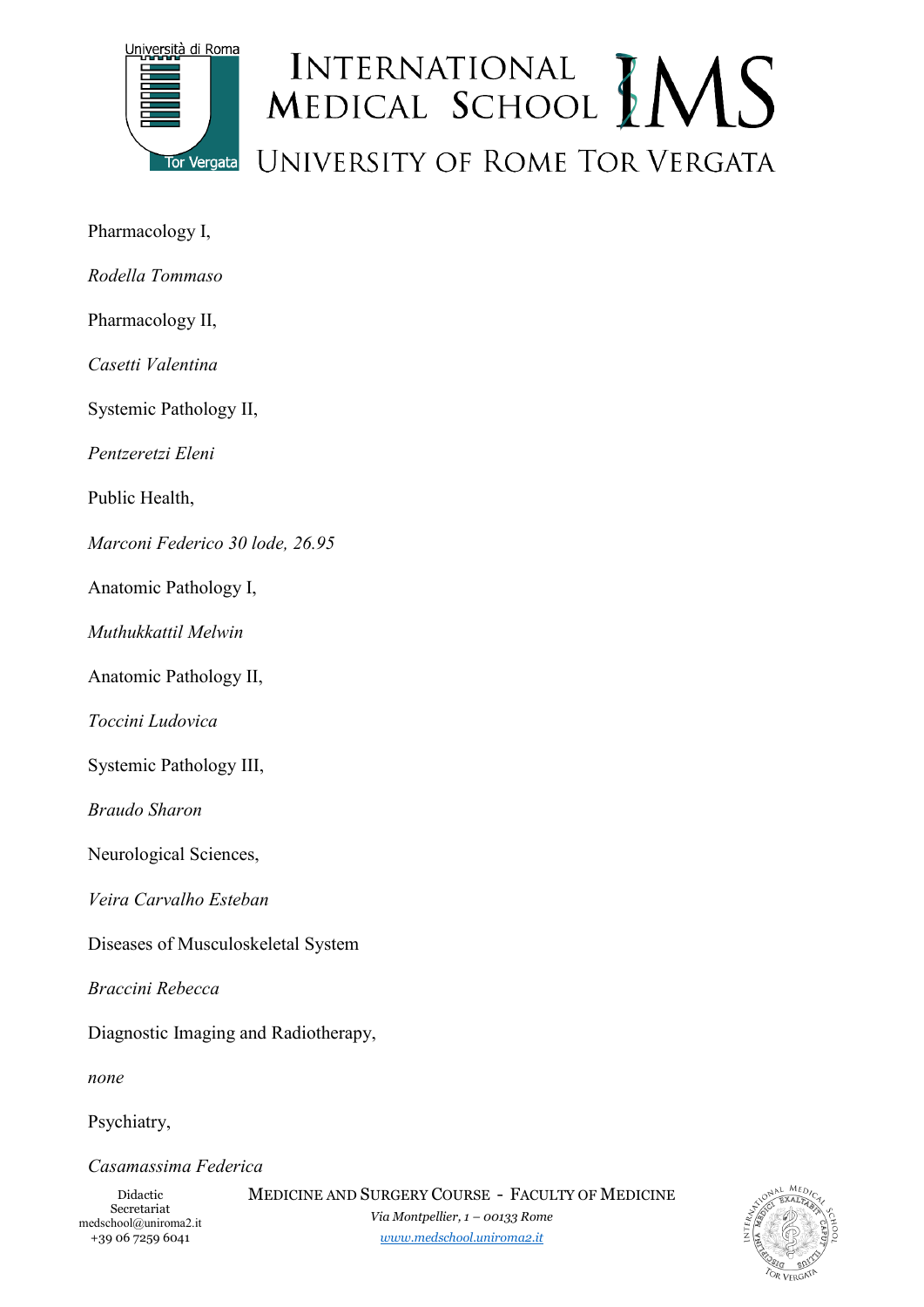Pharmacology I,

*Rodella Tommaso*

Pharmacology II,

*Casetti Valentina*

Systemic Pathology II,

*Pentzeretzi Eleni*

Public Health,

*Marconi Federico 30 lode, 26.95*

Anatomic Pathology I,

*Muthukkattil Melwin*

Anatomic Pathology II,

*Toccini Ludovica*

Systemic Pathology III,

*Braudo Sharon*

Neurological Sciences,

*Veira Carvalho Esteban*

Diseases of Musculoskeletal System

*Braccini Rebecca*

Diagnostic Imaging and Radiotherapy,

*none*

Psychiatry,

*Casamassima Federica*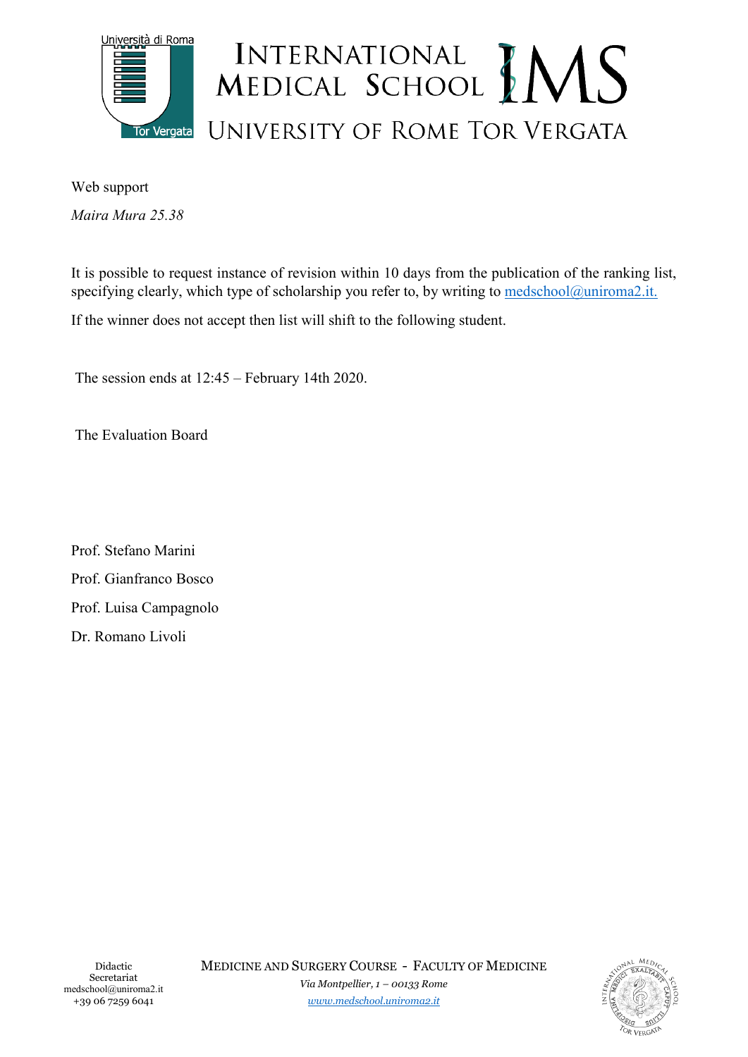Web support

*Maira Mura 25.38*

It is possible to request instance of revision within 10 days from the publication of the ranking list, specifying clearly, which type of scholarship you refer to, by writing to medschool@uniroma2.it.

If the winner does not accept then list will shift to the following student.

The session ends at 12:45 – February 14th 2020.

The Evaluation Board

Prof. Stefano Marini

Prof. Gianfranco Bosco

Prof. Luisa Campagnolo

Dr. Romano Livoli